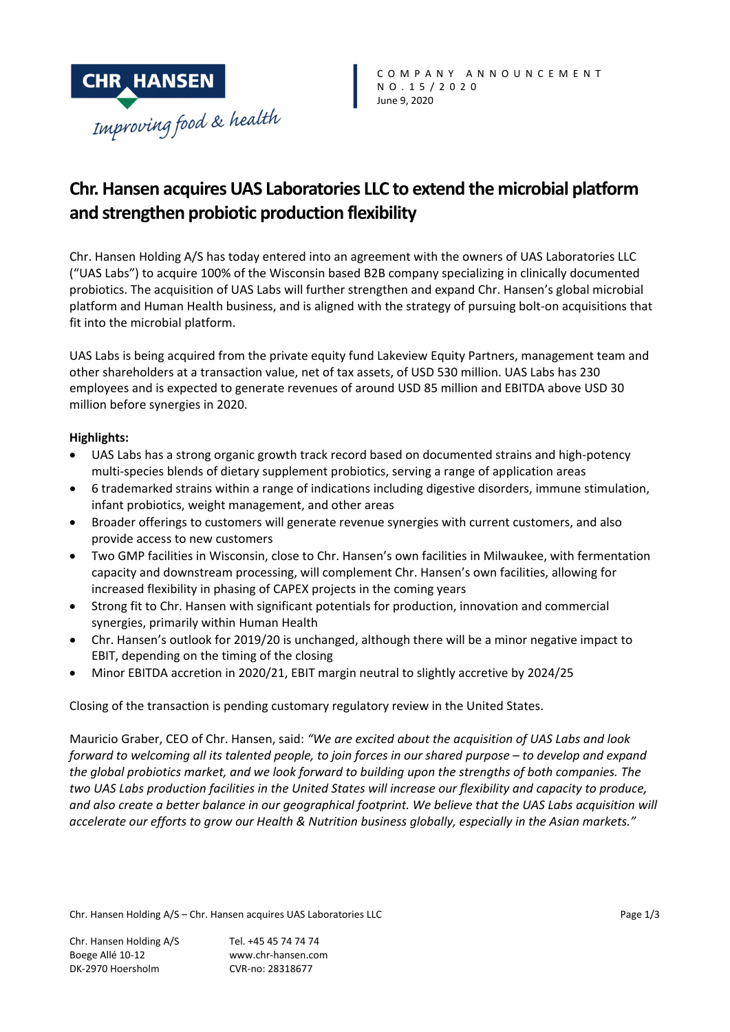COMPANY ANNOUNCEMENT
NO.15/2020
June 9, 2020

# Chr. Hansen acquires UAS Laboratories LLC to extend the microbial platform and strengthen probiotic production flexibility

Chr. Hansen Holding A/S has today entered into an agreement with the owners of UAS Laboratories LLC ("UAS Labs") to acquire 100% of the Wisconsin based B2B company specializing in clinically documented probiotics. The acquisition of UAS Labs will further strengthen and expand Chr. Hansen's global microbial platform and Human Health business, and is aligned with the strategy of pursuing bolt-on acquisitions that fit into the microbial platform.

UAS Labs is being acquired from the private equity fund Lakeview Equity Partners, management team and other shareholders at a transaction value, net of tax assets, of USD 530 million. UAS Labs has 230 employees and is expected to generate revenues of around USD 85 million and EBITDA above USD 30 million before synergies in 2020.

**Highlights:**

- UAS Labs has a strong organic growth track record based on documented strains and high-potency multi-species blends of dietary supplement probiotics, serving a range of application areas
- 6 trademarked strains within a range of indications including digestive disorders, immune stimulation, infant probiotics, weight management, and other areas
- Broader offerings to customers will generate revenue synergies with current customers, and also provide access to new customers
- Two GMP facilities in Wisconsin, close to Chr. Hansen's own facilities in Milwaukee, with fermentation capacity and downstream processing, will complement Chr. Hansen's own facilities, allowing for increased flexibility in phasing of CAPEX projects in the coming years
- Strong fit to Chr. Hansen with significant potentials for production, innovation and commercial synergies, primarily within Human Health
- Chr. Hansen's outlook for 2019/20 is unchanged, although there will be a minor negative impact to EBIT, depending on the timing of the closing
- Minor EBITDA accretion in 2020/21, EBIT margin neutral to slightly accretive by 2024/25

Closing of the transaction is pending customary regulatory review in the United States.

Mauricio Graber, CEO of Chr. Hansen, said: *"We are excited about the acquisition of UAS Labs and look forward to welcoming all its talented people, to join forces in our shared purpose – to develop and expand the global probiotics market, and we look forward to building upon the strengths of both companies. The two UAS Labs production facilities in the United States will increase our flexibility and capacity to produce, and also create a better balance in our geographical footprint. We believe that the UAS Labs acquisition will accelerate our efforts to grow our Health & Nutrition business globally, especially in the Asian markets."*

Chr. Hansen Holding A/S
Boege Allé 10-12
DK-2970 Hoersholm

Tel. +45 45 74 74 74
www.chr-hansen.com
CVR-no: 28318677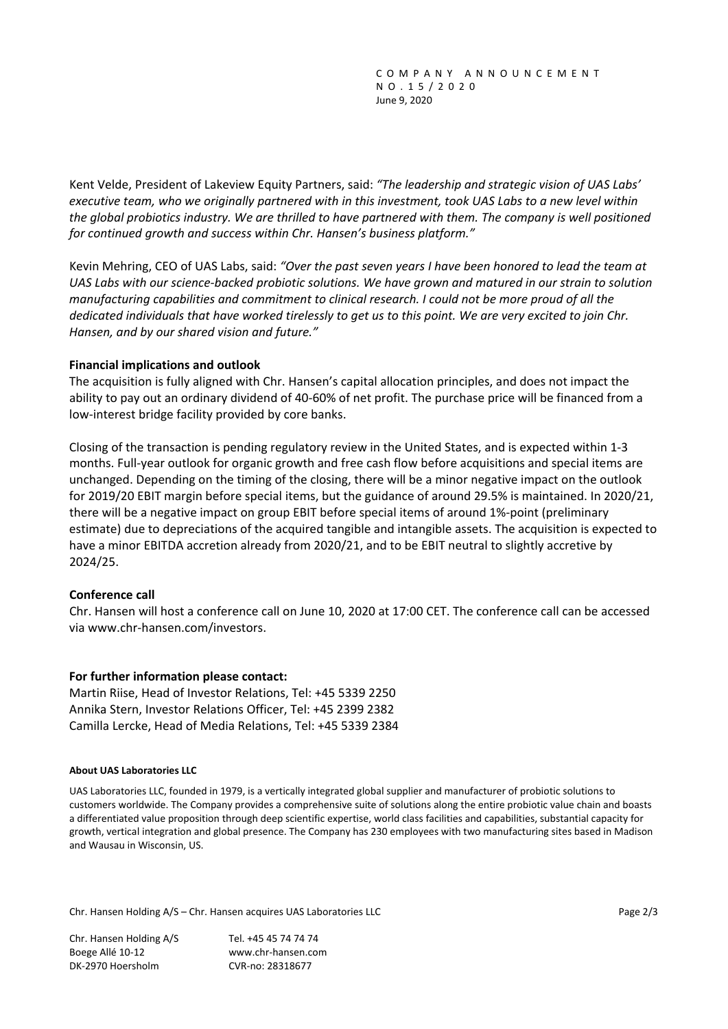Kent Velde, President of Lakeview Equity Partners, said: *"The leadership and strategic vision of UAS Labs' executive team, who we originally partnered with in this investment, took UAS Labs to a new level within the global probiotics industry. We are thrilled to have partnered with them. The company is well positioned for continued growth and success within Chr. Hansen's business platform."*

Kevin Mehring, CEO of UAS Labs, said: *"Over the past seven years I have been honored to lead the team at UAS Labs with our science-backed probiotic solutions. We have grown and matured in our strain to solution manufacturing capabilities and commitment to clinical research. I could not be more proud of all the dedicated individuals that have worked tirelessly to get us to this point. We are very excited to join Chr. Hansen, and by our shared vision and future."*

**Financial implications and outlook**

The acquisition is fully aligned with Chr. Hansen's capital allocation principles, and does not impact the ability to pay out an ordinary dividend of 40-60% of net profit. The purchase price will be financed from a low-interest bridge facility provided by core banks.

Closing of the transaction is pending regulatory review in the United States, and is expected within 1-3 months. Full-year outlook for organic growth and free cash flow before acquisitions and special items are unchanged. Depending on the timing of the closing, there will be a minor negative impact on the outlook for 2019/20 EBIT margin before special items, but the guidance of around 29.5% is maintained. In 2020/21, there will be a negative impact on group EBIT before special items of around 1%-point (preliminary estimate) due to depreciations of the acquired tangible and intangible assets. The acquisition is expected to have a minor EBITDA accretion already from 2020/21, and to be EBIT neutral to slightly accretive by 2024/25.

**Conference call**

Chr. Hansen will host a conference call on June 10, 2020 at 17:00 CET. The conference call can be accessed via www.chr-hansen.com/investors.

**For further information please contact:**

Martin Riise, Head of Investor Relations, Tel: +45 5339 2250
Annika Stern, Investor Relations Officer, Tel: +45 2399 2382
Camilla Lercke, Head of Media Relations, Tel: +45 5339 2384

**About UAS Laboratories LLC**

UAS Laboratories LLC, founded in 1979, is a vertically integrated global supplier and manufacturer of probiotic solutions to customers worldwide. The Company provides a comprehensive suite of solutions along the entire probiotic value chain and boasts a differentiated value proposition through deep scientific expertise, world class facilities and capabilities, substantial capacity for growth, vertical integration and global presence. The Company has 230 employees with two manufacturing sites based in Madison and Wausau in Wisconsin, US.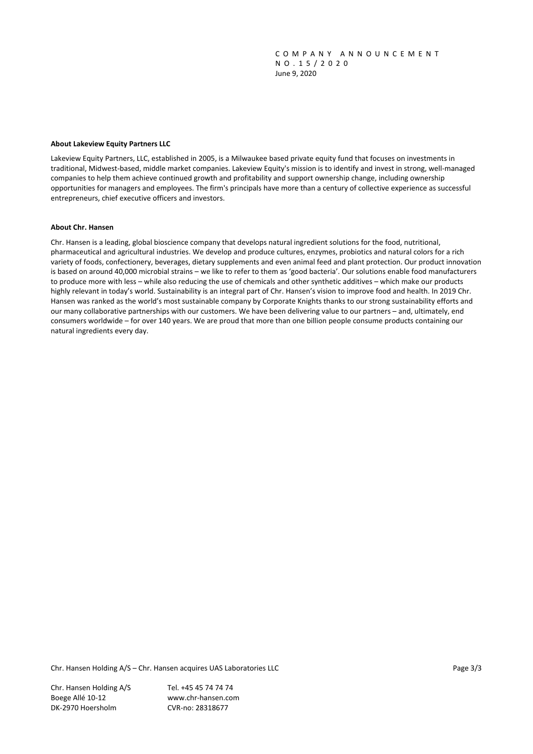**About Lakeview Equity Partners LLC**

Lakeview Equity Partners, LLC, established in 2005, is a Milwaukee based private equity fund that focuses on investments in traditional, Midwest-based, middle market companies. Lakeview Equity's mission is to identify and invest in strong, well-managed companies to help them achieve continued growth and profitability and support ownership change, including ownership opportunities for managers and employees. The firm's principals have more than a century of collective experience as successful entrepreneurs, chief executive officers and investors.

**About Chr. Hansen**

Chr. Hansen is a leading, global bioscience company that develops natural ingredient solutions for the food, nutritional, pharmaceutical and agricultural industries. We develop and produce cultures, enzymes, probiotics and natural colors for a rich variety of foods, confectionery, beverages, dietary supplements and even animal feed and plant protection. Our product innovation is based on around 40,000 microbial strains – we like to refer to them as 'good bacteria'. Our solutions enable food manufacturers to produce more with less – while also reducing the use of chemicals and other synthetic additives – which make our products highly relevant in today's world. Sustainability is an integral part of Chr. Hansen's vision to improve food and health. In 2019 Chr. Hansen was ranked as the world's most sustainable company by Corporate Knights thanks to our strong sustainability efforts and our many collaborative partnerships with our customers. We have been delivering value to our partners – and, ultimately, end consumers worldwide – for over 140 years. We are proud that more than one billion people consume products containing our natural ingredients every day.